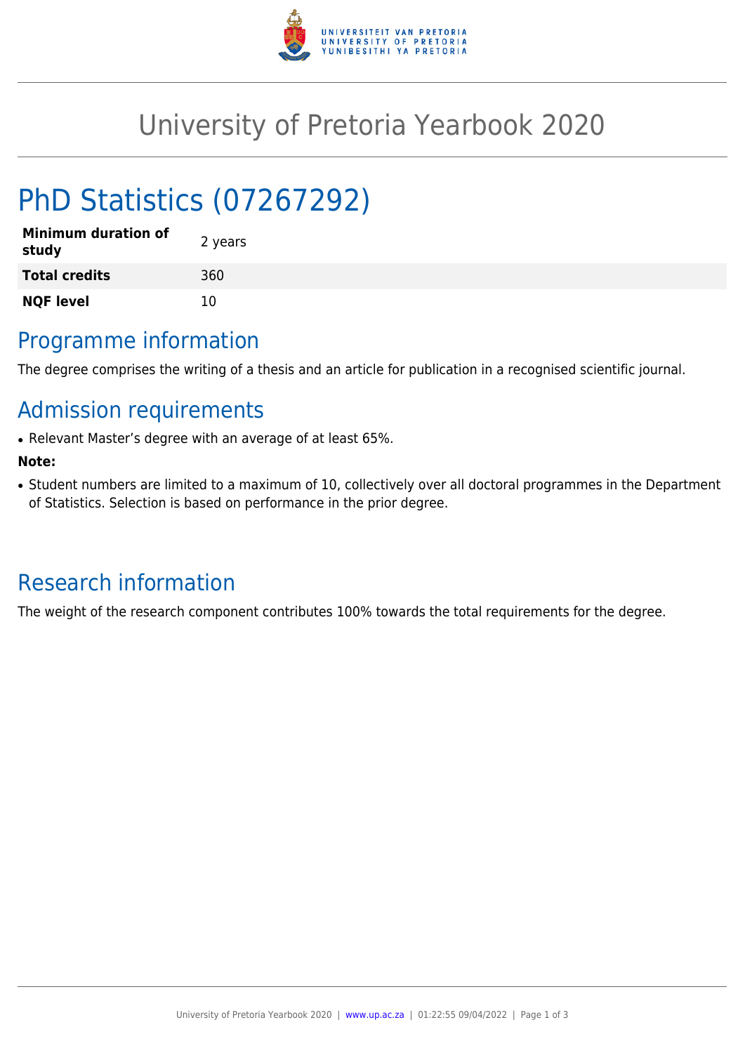# University of Pretoria Yearbook 2020

# PhD Statistics (07267292)

| | |
|---|---|
| **Minimum duration of study** | 2 years |
| **Total credits** | 360 |
| **NQF level** | 10 |

## Programme information

The degree comprises the writing of a thesis and an article for publication in a recognised scientific journal.

## Admission requirements

- Relevant Master's degree with an average of at least 65%.

**Note:**

- Student numbers are limited to a maximum of 10, collectively over all doctoral programmes in the Department of Statistics. Selection is based on performance in the prior degree.

## Research information

The weight of the research component contributes 100% towards the total requirements for the degree.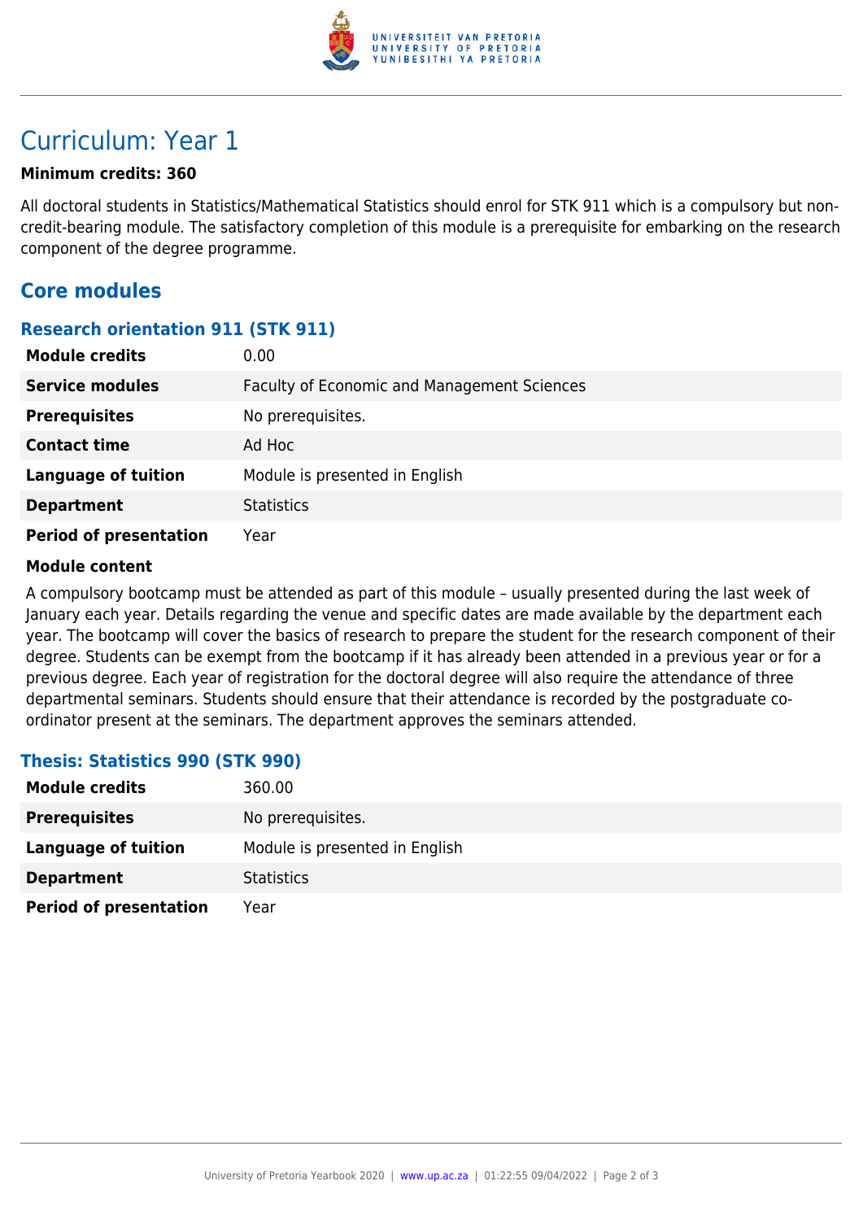# Curriculum: Year 1

**Minimum credits: 360**

All doctoral students in Statistics/Mathematical Statistics should enrol for STK 911 which is a compulsory but non-credit-bearing module. The satisfactory completion of this module is a prerequisite for embarking on the research component of the degree programme.

## Core modules

### Research orientation 911 (STK 911)

| | |
|---|---|
| **Module credits** | 0.00 |
| **Service modules** | Faculty of Economic and Management Sciences |
| **Prerequisites** | No prerequisites. |
| **Contact time** | Ad Hoc |
| **Language of tuition** | Module is presented in English |
| **Department** | Statistics |
| **Period of presentation** | Year |

**Module content**

A compulsory bootcamp must be attended as part of this module – usually presented during the last week of January each year. Details regarding the venue and specific dates are made available by the department each year. The bootcamp will cover the basics of research to prepare the student for the research component of their degree. Students can be exempt from the bootcamp if it has already been attended in a previous year or for a previous degree. Each year of registration for the doctoral degree will also require the attendance of three departmental seminars. Students should ensure that their attendance is recorded by the postgraduate co-ordinator present at the seminars. The department approves the seminars attended.

### Thesis: Statistics 990 (STK 990)

| | |
|---|---|
| **Module credits** | 360.00 |
| **Prerequisites** | No prerequisites. |
| **Language of tuition** | Module is presented in English |
| **Department** | Statistics |
| **Period of presentation** | Year |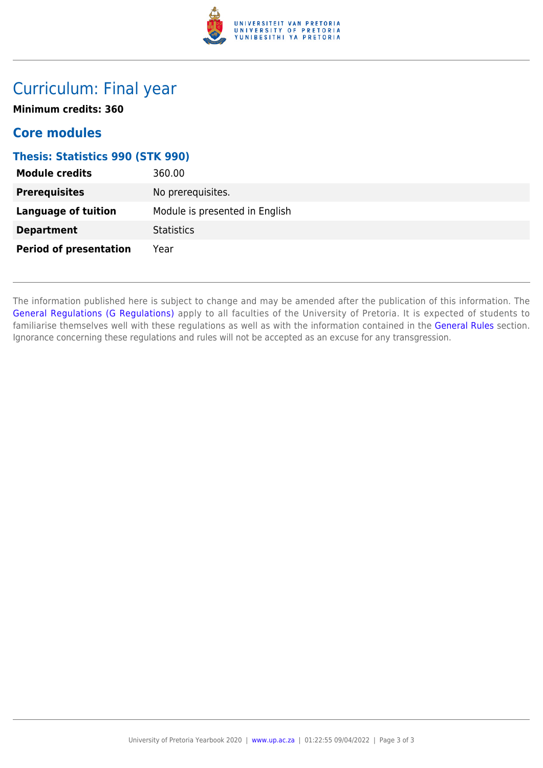# Curriculum: Final year

**Minimum credits: 360**

## Core modules

### Thesis: Statistics 990 (STK 990)

| | |
|---|---|
| **Module credits** | 360.00 |
| **Prerequisites** | No prerequisites. |
| **Language of tuition** | Module is presented in English |
| **Department** | Statistics |
| **Period of presentation** | Year |

The information published here is subject to change and may be amended after the publication of this information. The General Regulations (G Regulations) apply to all faculties of the University of Pretoria. It is expected of students to familiarise themselves well with these regulations as well as with the information contained in the General Rules section. Ignorance concerning these regulations and rules will not be accepted as an excuse for any transgression.